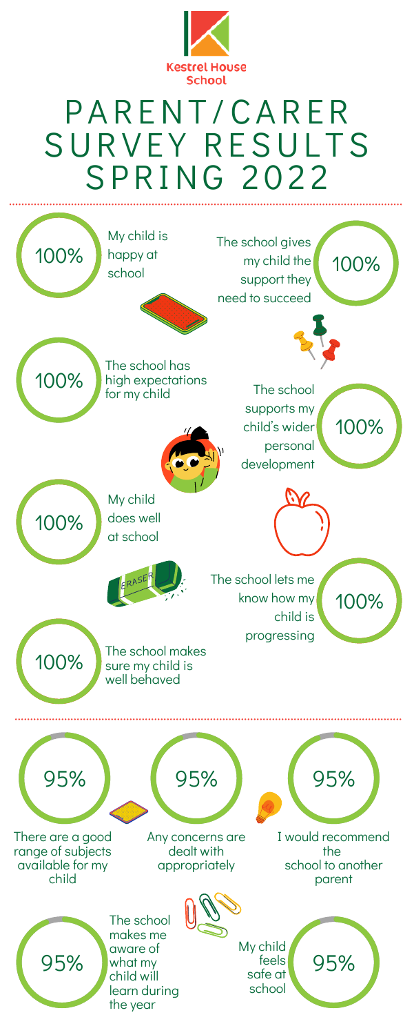Kestrel House School

# PARENT/CARER SURVEY RESULTS SPRING 2022

- 100% — My child is happy at school
- 100% — The school gives my child the support they need to succeed
- 100% — The school has high expectations for my child
- 100% — The school supports my child's wider personal development
- 100% — My child does well at school
- 100% — The school lets me know how my child is progressing
- 100% — The school makes sure my child is well behaved

---

- 95% — There are a good range of subjects available for my child
- 95% — Any concerns are dealt with appropriately
- 95% — I would recommend the school to another parent
- 95% — The school makes me aware of what my child will learn during the year
- 95% — My child feels safe at school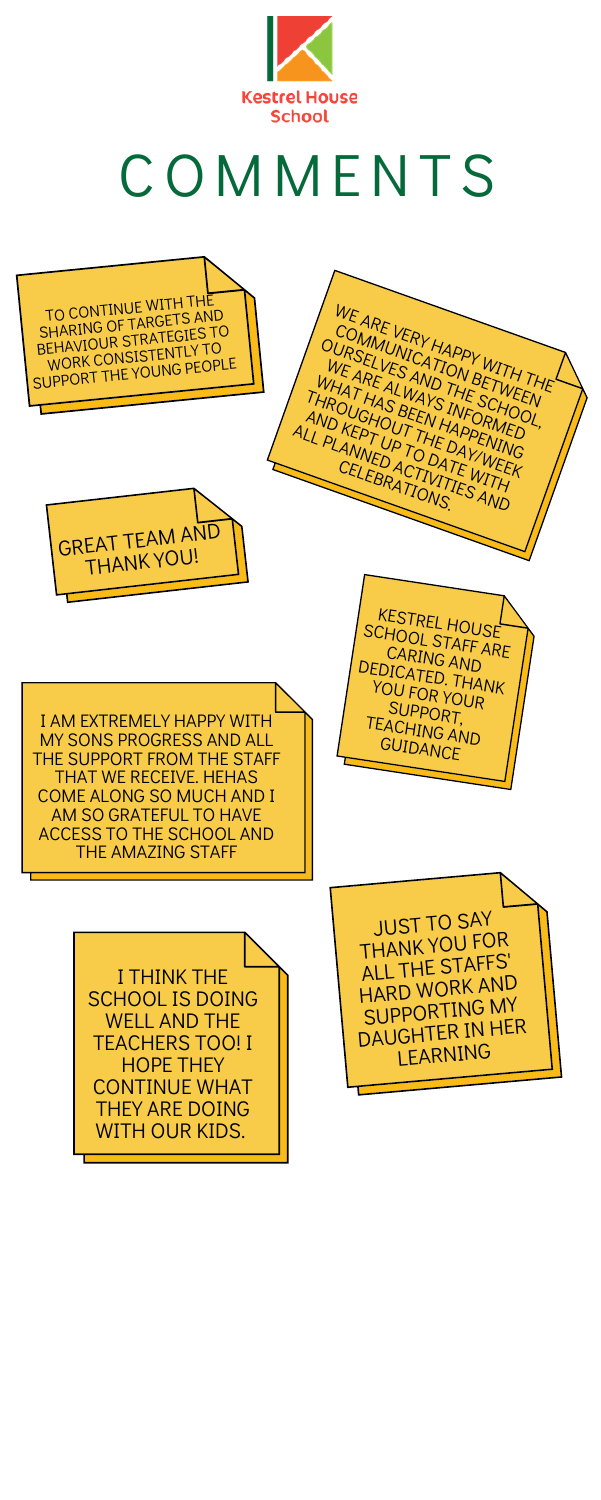Kestrel House School

# COMMENTS

TO CONTINUE WITH THE SHARING OF TARGETS AND BEHAVIOUR STRATEGIES TO WORK CONSISTENTLY TO SUPPORT THE YOUNG PEOPLE

WE ARE VERY HAPPY WITH THE COMMUNICATION BETWEEN OURSELVES AND THE SCHOOL, WE ARE ALWAYS INFORMED WHAT HAS BEEN HAPPENING THROUGHOUT THE DAY/WEEK AND KEPT UP TO DATE WITH ALL PLANNED ACTIVITIES AND CELEBRATIONS.

GREAT TEAM AND THANK YOU!

KESTREL HOUSE SCHOOL STAFF ARE CARING AND DEDICATED. THANK YOU FOR YOUR SUPPORT, TEACHING AND GUIDANCE

I AM EXTREMELY HAPPY WITH MY SONS PROGRESS AND ALL THE SUPPORT FROM THE STAFF THAT WE RECEIVE. HEHAS COME ALONG SO MUCH AND I AM SO GRATEFUL TO HAVE ACCESS TO THE SCHOOL AND THE AMAZING STAFF

JUST TO SAY THANK YOU FOR ALL THE STAFFS' HARD WORK AND SUPPORTING MY DAUGHTER IN HER LEARNING

I THINK THE SCHOOL IS DOING WELL AND THE TEACHERS TOO! I HOPE THEY CONTINUE WHAT THEY ARE DOING WITH OUR KIDS.